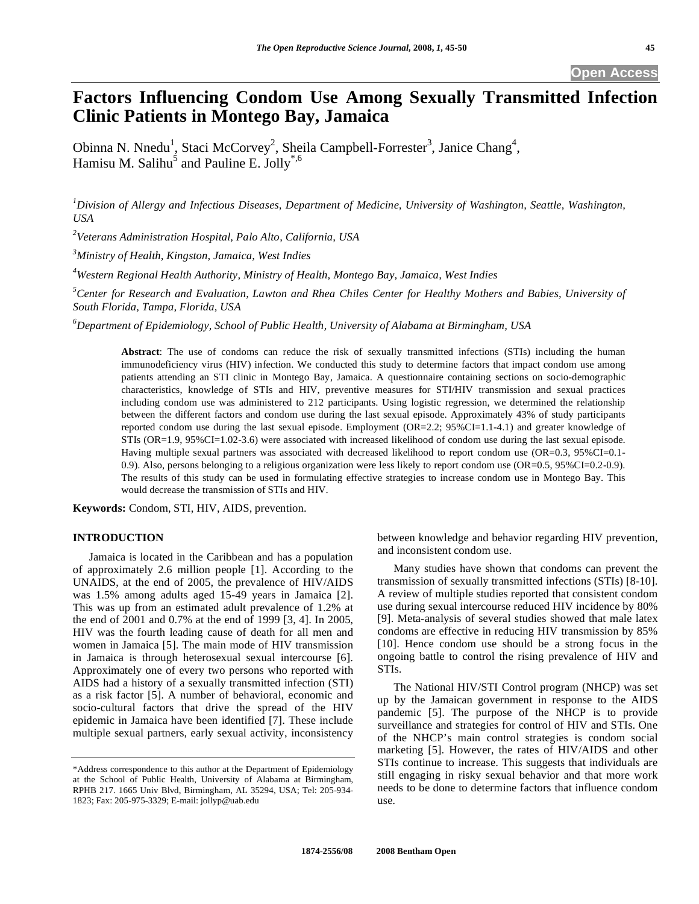# Factors Influencing Condom Use Among Sexually Transmitted Infection Clinic Patients in Montego Bay, Jamaica

Obinna N. Nnedu[1], Staci McCorvey[2], Sheila Campbell-Forrester[3], Janice Chang[4], Hamisu M. Salihu[5] and Pauline E. Jolly[*,6]

[1]*Division of Allergy and Infectious Diseases, Department of Medicine, University of Washington, Seattle, Washington, USA*

[2]*Veterans Administration Hospital, Palo Alto, California, USA*

[3]*Ministry of Health, Kingston, Jamaica, West Indies*

[4]*Western Regional Health Authority, Ministry of Health, Montego Bay, Jamaica, West Indies*

[5]*Center for Research and Evaluation, Lawton and Rhea Chiles Center for Healthy Mothers and Babies, University of South Florida, Tampa, Florida, USA*

[6]*Department of Epidemiology, School of Public Health, University of Alabama at Birmingham, USA*

**Abstract**: The use of condoms can reduce the risk of sexually transmitted infections (STIs) including the human immunodeficiency virus (HIV) infection. We conducted this study to determine factors that impact condom use among patients attending an STI clinic in Montego Bay, Jamaica. A questionnaire containing sections on socio-demographic characteristics, knowledge of STIs and HIV, preventive measures for STI/HIV transmission and sexual practices including condom use was administered to 212 participants. Using logistic regression, we determined the relationship between the different factors and condom use during the last sexual episode. Approximately 43% of study participants reported condom use during the last sexual episode. Employment (OR=2.2; 95%CI=1.1-4.1) and greater knowledge of STIs (OR=1.9, 95%CI=1.02-3.6) were associated with increased likelihood of condom use during the last sexual episode. Having multiple sexual partners was associated with decreased likelihood to report condom use (OR=0.3, 95%CI=0.1-0.9). Also, persons belonging to a religious organization were less likely to report condom use (OR=0.5, 95%CI=0.2-0.9). The results of this study can be used in formulating effective strategies to increase condom use in Montego Bay. This would decrease the transmission of STIs and HIV.

**Keywords:** Condom, STI, HIV, AIDS, prevention.

## INTRODUCTION

Jamaica is located in the Caribbean and has a population of approximately 2.6 million people [1]. According to the UNAIDS, at the end of 2005, the prevalence of HIV/AIDS was 1.5% among adults aged 15-49 years in Jamaica [2]. This was up from an estimated adult prevalence of 1.2% at the end of 2001 and 0.7% at the end of 1999 [3, 4]. In 2005, HIV was the fourth leading cause of death for all men and women in Jamaica [5]. The main mode of HIV transmission in Jamaica is through heterosexual sexual intercourse [6]. Approximately one of every two persons who reported with AIDS had a history of a sexually transmitted infection (STI) as a risk factor [5]. A number of behavioral, economic and socio-cultural factors that drive the spread of the HIV epidemic in Jamaica have been identified [7]. These include multiple sexual partners, early sexual activity, inconsistency between knowledge and behavior regarding HIV prevention, and inconsistent condom use.

Many studies have shown that condoms can prevent the transmission of sexually transmitted infections (STIs) [8-10]. A review of multiple studies reported that consistent condom use during sexual intercourse reduced HIV incidence by 80% [9]. Meta-analysis of several studies showed that male latex condoms are effective in reducing HIV transmission by 85% [10]. Hence condom use should be a strong focus in the ongoing battle to control the rising prevalence of HIV and STIs.

The National HIV/STI Control program (NHCP) was set up by the Jamaican government in response to the AIDS pandemic [5]. The purpose of the NHCP is to provide surveillance and strategies for control of HIV and STIs. One of the NHCP's main control strategies is condom social marketing [5]. However, the rates of HIV/AIDS and other STIs continue to increase. This suggests that individuals are still engaging in risky sexual behavior and that more work needs to be done to determine factors that influence condom use.

*Address correspondence to this author at the Department of Epidemiology at the School of Public Health, University of Alabama at Birmingham, RPHB 217. 1665 Univ Blvd, Birmingham, AL 35294, USA; Tel: 205-934-1823; Fax: 205-975-3329; E-mail: jollyp@uab.edu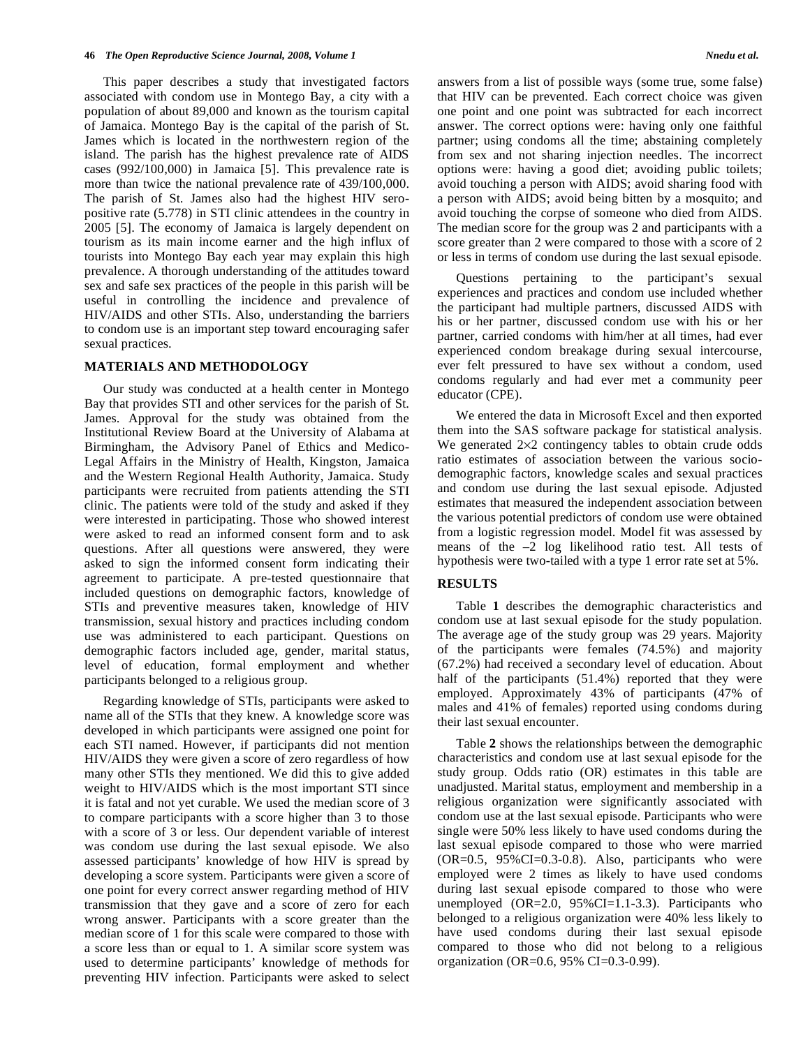This paper describes a study that investigated factors associated with condom use in Montego Bay, a city with a population of about 89,000 and known as the tourism capital of Jamaica. Montego Bay is the capital of the parish of St. James which is located in the northwestern region of the island. The parish has the highest prevalence rate of AIDS cases (992/100,000) in Jamaica [5]. This prevalence rate is more than twice the national prevalence rate of 439/100,000. The parish of St. James also had the highest HIV sero-positive rate (5.778) in STI clinic attendees in the country in 2005 [5]. The economy of Jamaica is largely dependent on tourism as its main income earner and the high influx of tourists into Montego Bay each year may explain this high prevalence. A thorough understanding of the attitudes toward sex and safe sex practices of the people in this parish will be useful in controlling the incidence and prevalence of HIV/AIDS and other STIs. Also, understanding the barriers to condom use is an important step toward encouraging safer sexual practices.

## MATERIALS AND METHODOLOGY

Our study was conducted at a health center in Montego Bay that provides STI and other services for the parish of St. James. Approval for the study was obtained from the Institutional Review Board at the University of Alabama at Birmingham, the Advisory Panel of Ethics and Medico-Legal Affairs in the Ministry of Health, Kingston, Jamaica and the Western Regional Health Authority, Jamaica. Study participants were recruited from patients attending the STI clinic. The patients were told of the study and asked if they were interested in participating. Those who showed interest were asked to read an informed consent form and to ask questions. After all questions were answered, they were asked to sign the informed consent form indicating their agreement to participate. A pre-tested questionnaire that included questions on demographic factors, knowledge of STIs and preventive measures taken, knowledge of HIV transmission, sexual history and practices including condom use was administered to each participant. Questions on demographic factors included age, gender, marital status, level of education, formal employment and whether participants belonged to a religious group.

Regarding knowledge of STIs, participants were asked to name all of the STIs that they knew. A knowledge score was developed in which participants were assigned one point for each STI named. However, if participants did not mention HIV/AIDS they were given a score of zero regardless of how many other STIs they mentioned. We did this to give added weight to HIV/AIDS which is the most important STI since it is fatal and not yet curable. We used the median score of 3 to compare participants with a score higher than 3 to those with a score of 3 or less. Our dependent variable of interest was condom use during the last sexual episode. We also assessed participants' knowledge of how HIV is spread by developing a score system. Participants were given a score of one point for every correct answer regarding method of HIV transmission that they gave and a score of zero for each wrong answer. Participants with a score greater than the median score of 1 for this scale were compared to those with a score less than or equal to 1. A similar score system was used to determine participants' knowledge of methods for preventing HIV infection. Participants were asked to select answers from a list of possible ways (some true, some false) that HIV can be prevented. Each correct choice was given one point and one point was subtracted for each incorrect answer. The correct options were: having only one faithful partner; using condoms all the time; abstaining completely from sex and not sharing injection needles. The incorrect options were: having a good diet; avoiding public toilets; avoid touching a person with AIDS; avoid sharing food with a person with AIDS; avoid being bitten by a mosquito; and avoid touching the corpse of someone who died from AIDS. The median score for the group was 2 and participants with a score greater than 2 were compared to those with a score of 2 or less in terms of condom use during the last sexual episode.

Questions pertaining to the participant's sexual experiences and practices and condom use included whether the participant had multiple partners, discussed AIDS with his or her partner, discussed condom use with his or her partner, carried condoms with him/her at all times, had ever experienced condom breakage during sexual intercourse, ever felt pressured to have sex without a condom, used condoms regularly and had ever met a community peer educator (CPE).

We entered the data in Microsoft Excel and then exported them into the SAS software package for statistical analysis. We generated $2\times2$ contingency tables to obtain crude odds ratio estimates of association between the various socio-demographic factors, knowledge scales and sexual practices and condom use during the last sexual episode. Adjusted estimates that measured the independent association between the various potential predictors of condom use were obtained from a logistic regression model. Model fit was assessed by means of the $-2$ log likelihood ratio test. All tests of hypothesis were two-tailed with a type 1 error rate set at 5%.

## RESULTS

Table **1** describes the demographic characteristics and condom use at last sexual episode for the study population. The average age of the study group was 29 years. Majority of the participants were females (74.5%) and majority (67.2%) had received a secondary level of education. About half of the participants (51.4%) reported that they were employed. Approximately 43% of participants (47% of males and 41% of females) reported using condoms during their last sexual encounter.

Table **2** shows the relationships between the demographic characteristics and condom use at last sexual episode for the study group. Odds ratio (OR) estimates in this table are unadjusted. Marital status, employment and membership in a religious organization were significantly associated with condom use at the last sexual episode. Participants who were single were 50% less likely to have used condoms during the last sexual episode compared to those who were married (OR=0.5, 95%CI=0.3-0.8). Also, participants who were employed were 2 times as likely to have used condoms during last sexual episode compared to those who were unemployed (OR=2.0, 95%CI=1.1-3.3). Participants who belonged to a religious organization were 40% less likely to have used condoms during their last sexual episode compared to those who did not belong to a religious organization (OR=0.6, 95% CI=0.3-0.99).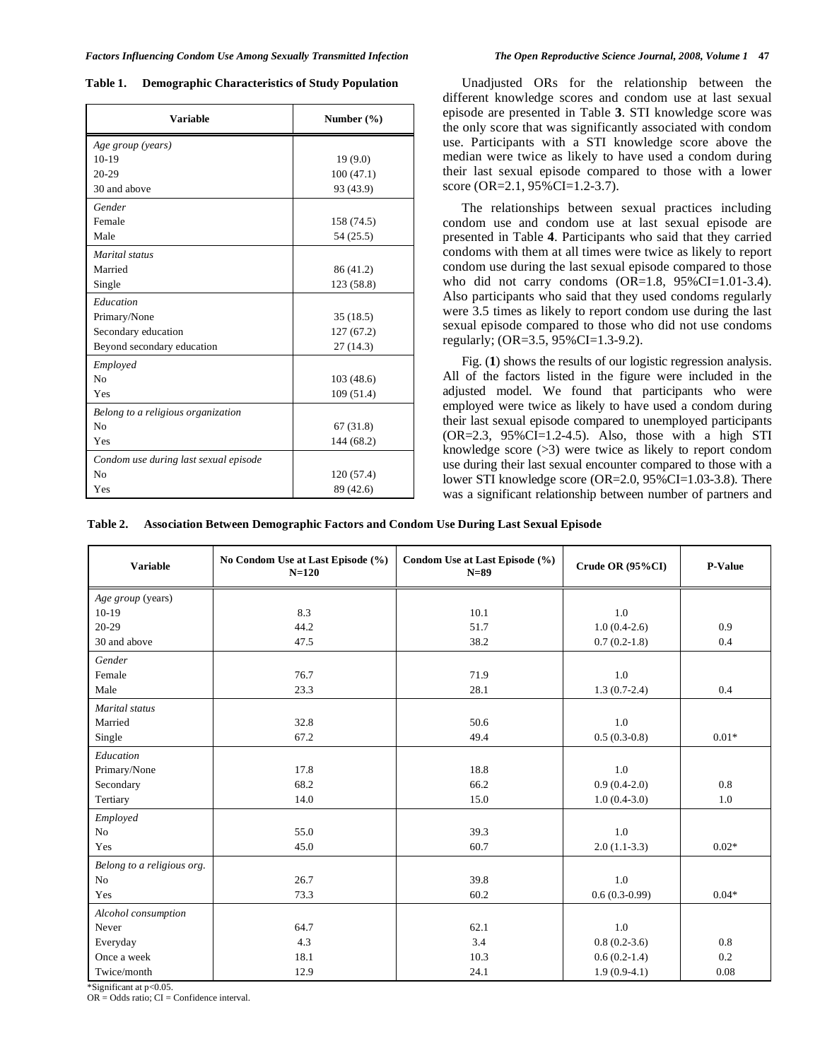**Table 1. Demographic Characteristics of Study Population**

| Variable | Number (%) |
|---|---|
| *Age group (years)* | |
| 10-19 | 19 (9.0) |
| 20-29 | 100 (47.1) |
| 30 and above | 93 (43.9) |
| *Gender* | |
| Female | 158 (74.5) |
| Male | 54 (25.5) |
| *Marital status* | |
| Married | 86 (41.2) |
| Single | 123 (58.8) |
| *Education* | |
| Primary/None | 35 (18.5) |
| Secondary education | 127 (67.2) |
| Beyond secondary education | 27 (14.3) |
| *Employed* | |
| No | 103 (48.6) |
| Yes | 109 (51.4) |
| *Belong to a religious organization* | |
| No | 67 (31.8) |
| Yes | 144 (68.2) |
| *Condom use during last sexual episode* | |
| No | 120 (57.4) |
| Yes | 89 (42.6) |

Unadjusted ORs for the relationship between the different knowledge scores and condom use at last sexual episode are presented in Table **3**. STI knowledge score was the only score that was significantly associated with condom use. Participants with a STI knowledge score above the median were twice as likely to have used a condom during their last sexual episode compared to those with a lower score (OR=2.1, 95%CI=1.2-3.7).

The relationships between sexual practices including condom use and condom use at last sexual episode are presented in Table **4**. Participants who said that they carried condoms with them at all times were twice as likely to report condom use during the last sexual episode compared to those who did not carry condoms (OR=1.8, 95%CI=1.01-3.4). Also participants who said that they used condoms regularly were 3.5 times as likely to report condom use during the last sexual episode compared to those who did not use condoms regularly; (OR=3.5, 95%CI=1.3-9.2).

Fig. (**1**) shows the results of our logistic regression analysis. All of the factors listed in the figure were included in the adjusted model. We found that participants who were employed were twice as likely to have used a condom during their last sexual episode compared to unemployed participants (OR=2.3, 95%CI=1.2-4.5). Also, those with a high STI knowledge score (>3) were twice as likely to report condom use during their last sexual encounter compared to those with a lower STI knowledge score (OR=2.0, 95%CI=1.03-3.8). There was a significant relationship between number of partners and

**Table 2. Association Between Demographic Factors and Condom Use During Last Sexual Episode**

| Variable | No Condom Use at Last Episode (%) N=120 | Condom Use at Last Episode (%) N=89 | Crude OR (95%CI) | P-Value |
|---|---|---|---|---|
| *Age group* (years) | | | | |
| 10-19 | 8.3 | 10.1 | 1.0 | |
| 20-29 | 44.2 | 51.7 | 1.0 (0.4-2.6) | 0.9 |
| 30 and above | 47.5 | 38.2 | 0.7 (0.2-1.8) | 0.4 |
| *Gender* | | | | |
| Female | 76.7 | 71.9 | 1.0 | |
| Male | 23.3 | 28.1 | 1.3 (0.7-2.4) | 0.4 |
| *Marital status* | | | | |
| Married | 32.8 | 50.6 | 1.0 | |
| Single | 67.2 | 49.4 | 0.5 (0.3-0.8) | 0.01* |
| *Education* | | | | |
| Primary/None | 17.8 | 18.8 | 1.0 | |
| Secondary | 68.2 | 66.2 | 0.9 (0.4-2.0) | 0.8 |
| Tertiary | 14.0 | 15.0 | 1.0 (0.4-3.0) | 1.0 |
| *Employed* | | | | |
| No | 55.0 | 39.3 | 1.0 | |
| Yes | 45.0 | 60.7 | 2.0 (1.1-3.3) | 0.02* |
| *Belong to a religious org.* | | | | |
| No | 26.7 | 39.8 | 1.0 | |
| Yes | 73.3 | 60.2 | 0.6 (0.3-0.99) | 0.04* |
| *Alcohol consumption* | | | | |
| Never | 64.7 | 62.1 | 1.0 | |
| Everyday | 4.3 | 3.4 | 0.8 (0.2-3.6) | 0.8 |
| Once a week | 18.1 | 10.3 | 0.6 (0.2-1.4) | 0.2 |
| Twice/month | 12.9 | 24.1 | 1.9 (0.9-4.1) | 0.08 |

*Significant at p<0.05.
OR = Odds ratio; CI = Confidence interval.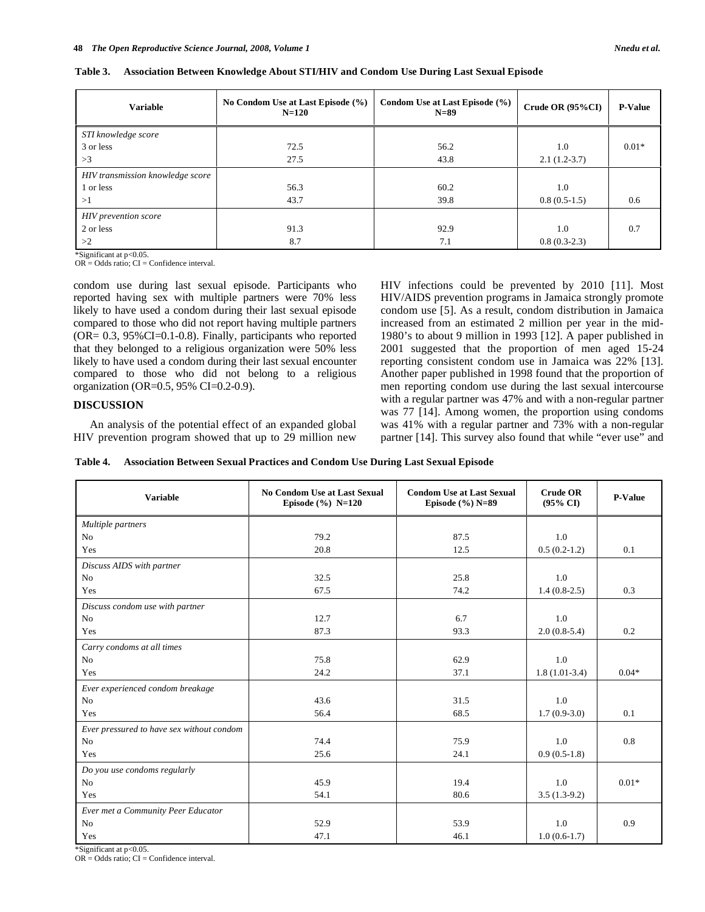**Table 3. Association Between Knowledge About STI/HIV and Condom Use During Last Sexual Episode**

| Variable | No Condom Use at Last Episode (%) N=120 | Condom Use at Last Episode (%) N=89 | Crude OR (95%CI) | P-Value |
|---|---|---|---|---|
| *STI knowledge score* | | | | |
| 3 or less | 72.5 | 56.2 | 1.0 | 0.01* |
| >3 | 27.5 | 43.8 | 2.1 (1.2-3.7) | |
| *HIV transmission knowledge score* | | | | |
| 1 or less | 56.3 | 60.2 | 1.0 | |
| >1 | 43.7 | 39.8 | 0.8 (0.5-1.5) | 0.6 |
| *HIV prevention score* | | | | |
| 2 or less | 91.3 | 92.9 | 1.0 | 0.7 |
| >2 | 8.7 | 7.1 | 0.8 (0.3-2.3) | |

*Significant at p<0.05.
OR = Odds ratio; CI = Confidence interval.

condom use during last sexual episode. Participants who reported having sex with multiple partners were 70% less likely to have used a condom during their last sexual episode compared to those who did not report having multiple partners (OR= 0.3, 95%CI=0.1-0.8). Finally, participants who reported that they belonged to a religious organization were 50% less likely to have used a condom during their last sexual encounter compared to those who did not belong to a religious organization (OR=0.5, 95% CI=0.2-0.9).

## DISCUSSION

An analysis of the potential effect of an expanded global HIV prevention program showed that up to 29 million new HIV infections could be prevented by 2010 [11]. Most HIV/AIDS prevention programs in Jamaica strongly promote condom use [5]. As a result, condom distribution in Jamaica increased from an estimated 2 million per year in the mid-1980's to about 9 million in 1993 [12]. A paper published in 2001 suggested that the proportion of men aged 15-24 reporting consistent condom use in Jamaica was 22% [13]. Another paper published in 1998 found that the proportion of men reporting condom use during the last sexual intercourse with a regular partner was 47% and with a non-regular partner was 77 [14]. Among women, the proportion using condoms was 41% with a regular partner and 73% with a non-regular partner [14]. This survey also found that while "ever use" and

**Table 4. Association Between Sexual Practices and Condom Use During Last Sexual Episode**

| Variable | No Condom Use at Last Sexual Episode (%) N=120 | Condom Use at Last Sexual Episode (%) N=89 | Crude OR (95% CI) | P-Value |
|---|---|---|---|---|
| *Multiple partners* | | | | |
| No | 79.2 | 87.5 | 1.0 | |
| Yes | 20.8 | 12.5 | 0.5 (0.2-1.2) | 0.1 |
| *Discuss AIDS with partner* | | | | |
| No | 32.5 | 25.8 | 1.0 | |
| Yes | 67.5 | 74.2 | 1.4 (0.8-2.5) | 0.3 |
| *Discuss condom use with partner* | | | | |
| No | 12.7 | 6.7 | 1.0 | |
| Yes | 87.3 | 93.3 | 2.0 (0.8-5.4) | 0.2 |
| *Carry condoms at all times* | | | | |
| No | 75.8 | 62.9 | 1.0 | |
| Yes | 24.2 | 37.1 | 1.8 (1.01-3.4) | 0.04* |
| *Ever experienced condom breakage* | | | | |
| No | 43.6 | 31.5 | 1.0 | |
| Yes | 56.4 | 68.5 | 1.7 (0.9-3.0) | 0.1 |
| *Ever pressured to have sex without condom* | | | | |
| No | 74.4 | 75.9 | 1.0 | 0.8 |
| Yes | 25.6 | 24.1 | 0.9 (0.5-1.8) | |
| *Do you use condoms regularly* | | | | |
| No | 45.9 | 19.4 | 1.0 | 0.01* |
| Yes | 54.1 | 80.6 | 3.5 (1.3-9.2) | |
| *Ever met a Community Peer Educator* | | | | |
| No | 52.9 | 53.9 | 1.0 | 0.9 |
| Yes | 47.1 | 46.1 | 1.0 (0.6-1.7) | |

*Significant at p<0.05.
OR = Odds ratio; CI = Confidence interval.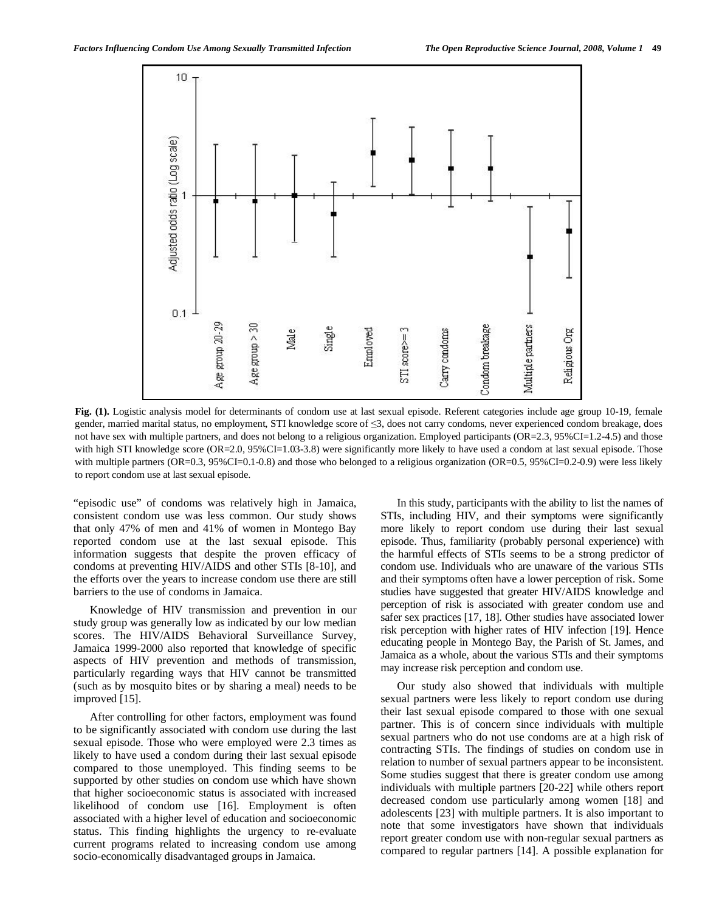**Fig. (1).** Logistic analysis model for determinants of condom use at last sexual episode. Referent categories include age group 10-19, female gender, married marital status, no employment, STI knowledge score of ≤3, does not carry condoms, never experienced condom breakage, does not have sex with multiple partners, and does not belong to a religious organization. Employed participants (OR=2.3, 95%CI=1.2-4.5) and those with high STI knowledge score (OR=2.0, 95%CI=1.03-3.8) were significantly more likely to have used a condom at last sexual episode. Those with multiple partners (OR=0.3, 95%CI=0.1-0.8) and those who belonged to a religious organization (OR=0.5, 95%CI=0.2-0.9) were less likely to report condom use at last sexual episode.

"episodic use" of condoms was relatively high in Jamaica, consistent condom use was less common. Our study shows that only 47% of men and 41% of women in Montego Bay reported condom use at the last sexual episode. This information suggests that despite the proven efficacy of condoms at preventing HIV/AIDS and other STIs [8-10], and the efforts over the years to increase condom use there are still barriers to the use of condoms in Jamaica.

Knowledge of HIV transmission and prevention in our study group was generally low as indicated by our low median scores. The HIV/AIDS Behavioral Surveillance Survey, Jamaica 1999-2000 also reported that knowledge of specific aspects of HIV prevention and methods of transmission, particularly regarding ways that HIV cannot be transmitted (such as by mosquito bites or by sharing a meal) needs to be improved [15].

After controlling for other factors, employment was found to be significantly associated with condom use during the last sexual episode. Those who were employed were 2.3 times as likely to have used a condom during their last sexual episode compared to those unemployed. This finding seems to be supported by other studies on condom use which have shown that higher socioeconomic status is associated with increased likelihood of condom use [16]. Employment is often associated with a higher level of education and socioeconomic status. This finding highlights the urgency to re-evaluate current programs related to increasing condom use among socio-economically disadvantaged groups in Jamaica.

In this study, participants with the ability to list the names of STIs, including HIV, and their symptoms were significantly more likely to report condom use during their last sexual episode. Thus, familiarity (probably personal experience) with the harmful effects of STIs seems to be a strong predictor of condom use. Individuals who are unaware of the various STIs and their symptoms often have a lower perception of risk. Some studies have suggested that greater HIV/AIDS knowledge and perception of risk is associated with greater condom use and safer sex practices [17, 18]. Other studies have associated lower risk perception with higher rates of HIV infection [19]. Hence educating people in Montego Bay, the Parish of St. James, and Jamaica as a whole, about the various STIs and their symptoms may increase risk perception and condom use.

Our study also showed that individuals with multiple sexual partners were less likely to report condom use during their last sexual episode compared to those with one sexual partner. This is of concern since individuals with multiple sexual partners who do not use condoms are at a high risk of contracting STIs. The findings of studies on condom use in relation to number of sexual partners appear to be inconsistent. Some studies suggest that there is greater condom use among individuals with multiple partners [20-22] while others report decreased condom use particularly among women [18] and adolescents [23] with multiple partners. It is also important to note that some investigators have shown that individuals report greater condom use with non-regular sexual partners as compared to regular partners [14]. A possible explanation for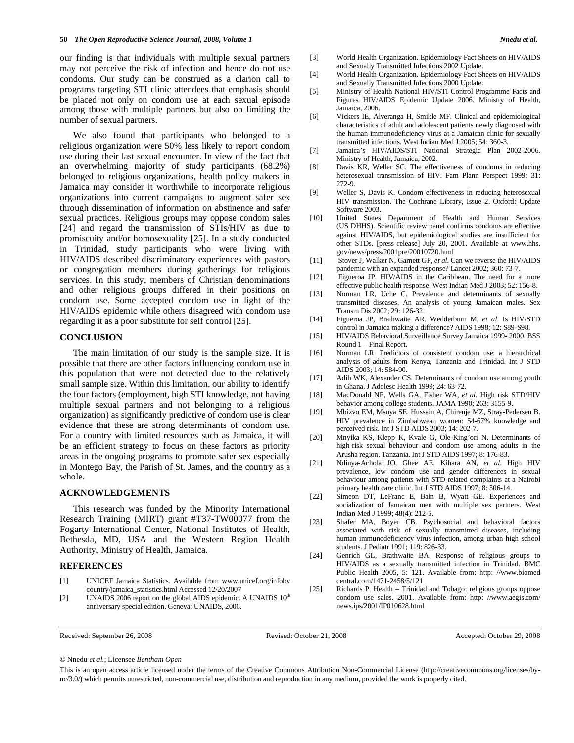our finding is that individuals with multiple sexual partners may not perceive the risk of infection and hence do not use condoms. Our study can be construed as a clarion call to programs targeting STI clinic attendees that emphasis should be placed not only on condom use at each sexual episode among those with multiple partners but also on limiting the number of sexual partners.

We also found that participants who belonged to a religious organization were 50% less likely to report condom use during their last sexual encounter. In view of the fact that an overwhelming majority of study participants (68.2%) belonged to religious organizations, health policy makers in Jamaica may consider it worthwhile to incorporate religious organizations into current campaigns to augment safer sex through dissemination of information on abstinence and safer sexual practices. Religious groups may oppose condom sales [24] and regard the transmission of STIs/HIV as due to promiscuity and/or homosexuality [25]. In a study conducted in Trinidad, study participants who were living with HIV/AIDS described discriminatory experiences with pastors or congregation members during gatherings for religious services. In this study, members of Christian denominations and other religious groups differed in their positions on condom use. Some accepted condom use in light of the HIV/AIDS epidemic while others disagreed with condom use regarding it as a poor substitute for self control [25].

## CONCLUSION

The main limitation of our study is the sample size. It is possible that there are other factors influencing condom use in this population that were not detected due to the relatively small sample size. Within this limitation, our ability to identify the four factors (employment, high STI knowledge, not having multiple sexual partners and not belonging to a religious organization) as significantly predictive of condom use is clear evidence that these are strong determinants of condom use. For a country with limited resources such as Jamaica, it will be an efficient strategy to focus on these factors as priority areas in the ongoing programs to promote safer sex especially in Montego Bay, the Parish of St. James, and the country as a whole.

## ACKNOWLEDGEMENTS

This research was funded by the Minority International Research Training (MIRT) grant #T37-TW00077 from the Fogarty International Center, National Institutes of Health, Bethesda, MD, USA and the Western Region Health Authority, Ministry of Health, Jamaica.

## REFERENCES

[1] UNICEF Jamaica Statistics. Available from www.unicef.org/infoby country/jamaica_statistics.html Accessed 12/20/2007

[2] UNAIDS 2006 report on the global AIDS epidemic. A UNAIDS 10th anniversary special edition. Geneva: UNAIDS, 2006.

[3] World Health Organization. Epidemiology Fact Sheets on HIV/AIDS and Sexually Transmitted Infections 2002 Update.

[4] World Health Organization. Epidemiology Fact Sheets on HIV/AIDS and Sexually Transmitted Infections 2000 Update.

[5] Ministry of Health National HIV/STI Control Programme Facts and Figures HIV/AIDS Epidemic Update 2006. Ministry of Health, Jamaica, 2006.

[6] Vickers IE, Alveranga H, Smikle MF. Clinical and epidemiological characteristics of adult and adolescent patients newly diagnosed with the human immunodeficiency virus at a Jamaican clinic for sexually transmitted infections. West Indian Med J 2005; 54: 360-3.

[7] Jamaica's HIV/AIDS/STI National Strategic Plan 2002-2006. Ministry of Health, Jamaica, 2002.

[8] Davis KR, Weller SC. The effectiveness of condoms in reducing heterosexual transmission of HIV. Fam Plann Perspect 1999; 31: 272-9.

[9] Weller S, Davis K. Condom effectiveness in reducing heterosexual HIV transmission. The Cochrane Library, Issue 2. Oxford: Update Software 2003.

[10] United States Department of Health and Human Services (US DHHS). Scientific review panel confirms condoms are effective against HIV/AIDS, but epidemiological studies are insufficient for other STDs. [press release] July 20, 2001. Available at www.hhs.gov/news/press/2001pre/20010720.html

[11] Stover J, Walker N, Garnett GP, *et al.* Can we reverse the HIV/AIDS pandemic with an expanded response? Lancet 2002; 360: 73-7.

[12] Figueroa JP. HIV/AIDS in the Caribbean. The need for a more effective public health response. West Indian Med J 2003; 52: 156-8.

[13] Norman LR, Uche C. Prevalence and determinants of sexually transmitted diseases. An analysis of young Jamaican males. Sex Transm Dis 2002; 29: 126-32.

[14] Figueroa JP, Brathwaite AR, Wedderburn M, *et al.* Is HIV/STD control in Jamaica making a difference? AIDS 1998; 12: S89-S98.

[15] HIV/AIDS Behavioral Surveillance Survey Jamaica 1999- 2000. BSS Round 1 – Final Report.

[16] Norman LR. Predictors of consistent condom use: a hierarchical analysis of adults from Kenya, Tanzania and Trinidad. Int J STD AIDS 2003; 14: 584-90.

[17] Adih WK, Alexander CS. Determinants of condom use among youth in Ghana. J Adolesc Health 1999; 24: 63-72.

[18] MacDonald NE, Wells GA, Fisher WA, *et al.* High risk STD/HIV behavior among college students. JAMA 1990; 263: 3155-9.

[19] Mbizvo EM, Msuya SE, Hussain A, Chirenje MZ, Stray-Pedersen B. HIV prevalence in Zimbabwean women: 54-67% knowledge and perceived risk. Int J STD AIDS 2003; 14: 202-7.

[20] Mnyika KS, Klepp K, Kvale G, Ole-King'ori N. Determinants of high-risk sexual behaviour and condom use among adults in the Arusha region, Tanzania. Int J STD AIDS 1997; 8: 176-83.

[21] Ndinya-Achola JO, Ghee AE, Kihara AN, *et al.* High HIV prevalence, low condom use and gender differences in sexual behaviour among patients with STD-related complaints at a Nairobi primary health care clinic. Int J STD AIDS 1997; 8: 506-14.

[22] Simeon DT, LeFranc E, Bain B, Wyatt GE. Experiences and socialization of Jamaican men with multiple sex partners. West Indian Med J 1999; 48(4): 212-5.

[23] Shafer MA, Boyer CB. Psychosocial and behavioral factors associated with risk of sexually transmitted diseases, including human immunodeficiency virus infection, among urban high school students. J Pediatr 1991; 119: 826-33.

[24] Genrich GL, Brathwaite BA. Response of religious groups to HIV/AIDS as a sexually transmitted infection in Trinidad. BMC Public Health 2005, 5: 121. Available from: http: //www.biomed central.com/1471-2458/5/121

[25] Richards P. Health – Trinidad and Tobago: religious groups oppose condom use sales. 2001. Available from: http: //www.aegis.com/ news.ips/2001/IP010628.html

Received: September 26, 2008 Revised: October 21, 2008 Accepted: October 29, 2008

© Nnedu *et al.*; Licensee *Bentham Open*

This is an open access article licensed under the terms of the Creative Commons Attribution Non-Commercial License (http://creativecommons.org/licenses/by-nc/3.0/) which permits unrestricted, non-commercial use, distribution and reproduction in any medium, provided the work is properly cited.